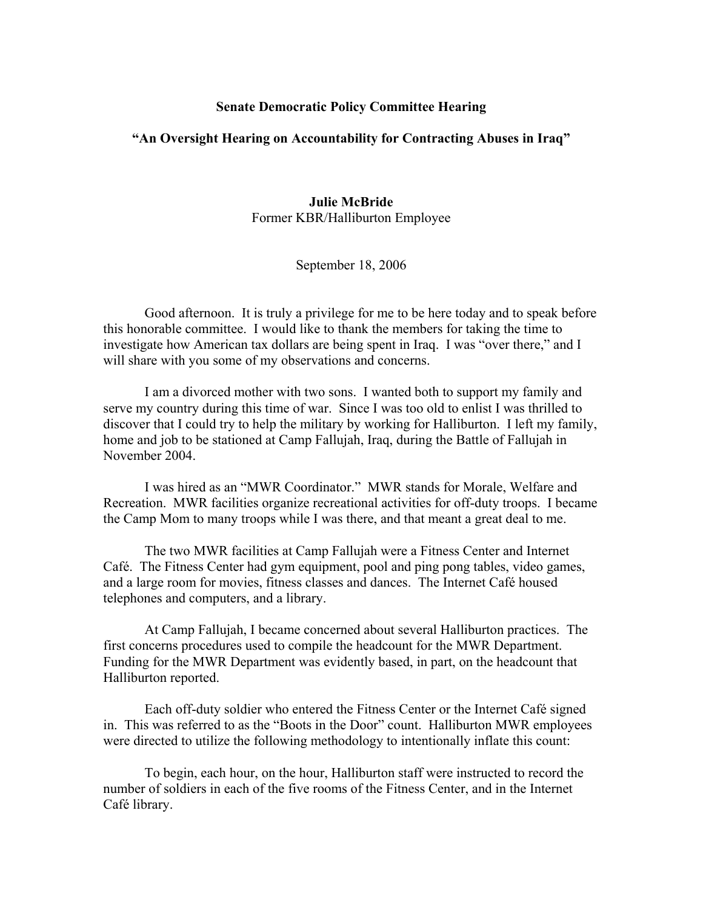**Senate Democratic Policy Committee Hearing**

**"An Oversight Hearing on Accountability for Contracting Abuses in Iraq"**

**Julie McBride**
Former KBR/Halliburton Employee

September 18, 2006

Good afternoon. It is truly a privilege for me to be here today and to speak before this honorable committee. I would like to thank the members for taking the time to investigate how American tax dollars are being spent in Iraq. I was "over there," and I will share with you some of my observations and concerns.

I am a divorced mother with two sons. I wanted both to support my family and serve my country during this time of war. Since I was too old to enlist I was thrilled to discover that I could try to help the military by working for Halliburton. I left my family, home and job to be stationed at Camp Fallujah, Iraq, during the Battle of Fallujah in November 2004.

I was hired as an "MWR Coordinator." MWR stands for Morale, Welfare and Recreation. MWR facilities organize recreational activities for off-duty troops. I became the Camp Mom to many troops while I was there, and that meant a great deal to me.

The two MWR facilities at Camp Fallujah were a Fitness Center and Internet Café. The Fitness Center had gym equipment, pool and ping pong tables, video games, and a large room for movies, fitness classes and dances. The Internet Café housed telephones and computers, and a library.

At Camp Fallujah, I became concerned about several Halliburton practices. The first concerns procedures used to compile the headcount for the MWR Department. Funding for the MWR Department was evidently based, in part, on the headcount that Halliburton reported.

Each off-duty soldier who entered the Fitness Center or the Internet Café signed in. This was referred to as the "Boots in the Door" count. Halliburton MWR employees were directed to utilize the following methodology to intentionally inflate this count:

To begin, each hour, on the hour, Halliburton staff were instructed to record the number of soldiers in each of the five rooms of the Fitness Center, and in the Internet Café library.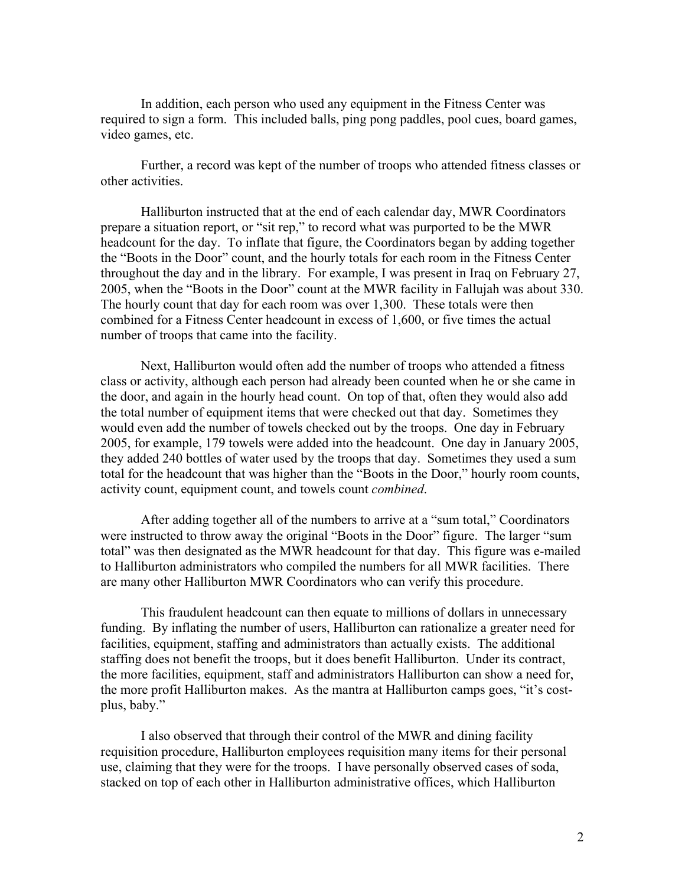In addition, each person who used any equipment in the Fitness Center was required to sign a form. This included balls, ping pong paddles, pool cues, board games, video games, etc.

Further, a record was kept of the number of troops who attended fitness classes or other activities.

Halliburton instructed that at the end of each calendar day, MWR Coordinators prepare a situation report, or "sit rep," to record what was purported to be the MWR headcount for the day. To inflate that figure, the Coordinators began by adding together the "Boots in the Door" count, and the hourly totals for each room in the Fitness Center throughout the day and in the library. For example, I was present in Iraq on February 27, 2005, when the "Boots in the Door" count at the MWR facility in Fallujah was about 330. The hourly count that day for each room was over 1,300. These totals were then combined for a Fitness Center headcount in excess of 1,600, or five times the actual number of troops that came into the facility.

Next, Halliburton would often add the number of troops who attended a fitness class or activity, although each person had already been counted when he or she came in the door, and again in the hourly head count. On top of that, often they would also add the total number of equipment items that were checked out that day. Sometimes they would even add the number of towels checked out by the troops. One day in February 2005, for example, 179 towels were added into the headcount. One day in January 2005, they added 240 bottles of water used by the troops that day. Sometimes they used a sum total for the headcount that was higher than the "Boots in the Door," hourly room counts, activity count, equipment count, and towels count *combined*.

After adding together all of the numbers to arrive at a "sum total," Coordinators were instructed to throw away the original "Boots in the Door" figure. The larger "sum total" was then designated as the MWR headcount for that day. This figure was e-mailed to Halliburton administrators who compiled the numbers for all MWR facilities. There are many other Halliburton MWR Coordinators who can verify this procedure.

This fraudulent headcount can then equate to millions of dollars in unnecessary funding. By inflating the number of users, Halliburton can rationalize a greater need for facilities, equipment, staffing and administrators than actually exists. The additional staffing does not benefit the troops, but it does benefit Halliburton. Under its contract, the more facilities, equipment, staff and administrators Halliburton can show a need for, the more profit Halliburton makes. As the mantra at Halliburton camps goes, "it's cost-plus, baby."

I also observed that through their control of the MWR and dining facility requisition procedure, Halliburton employees requisition many items for their personal use, claiming that they were for the troops. I have personally observed cases of soda, stacked on top of each other in Halliburton administrative offices, which Halliburton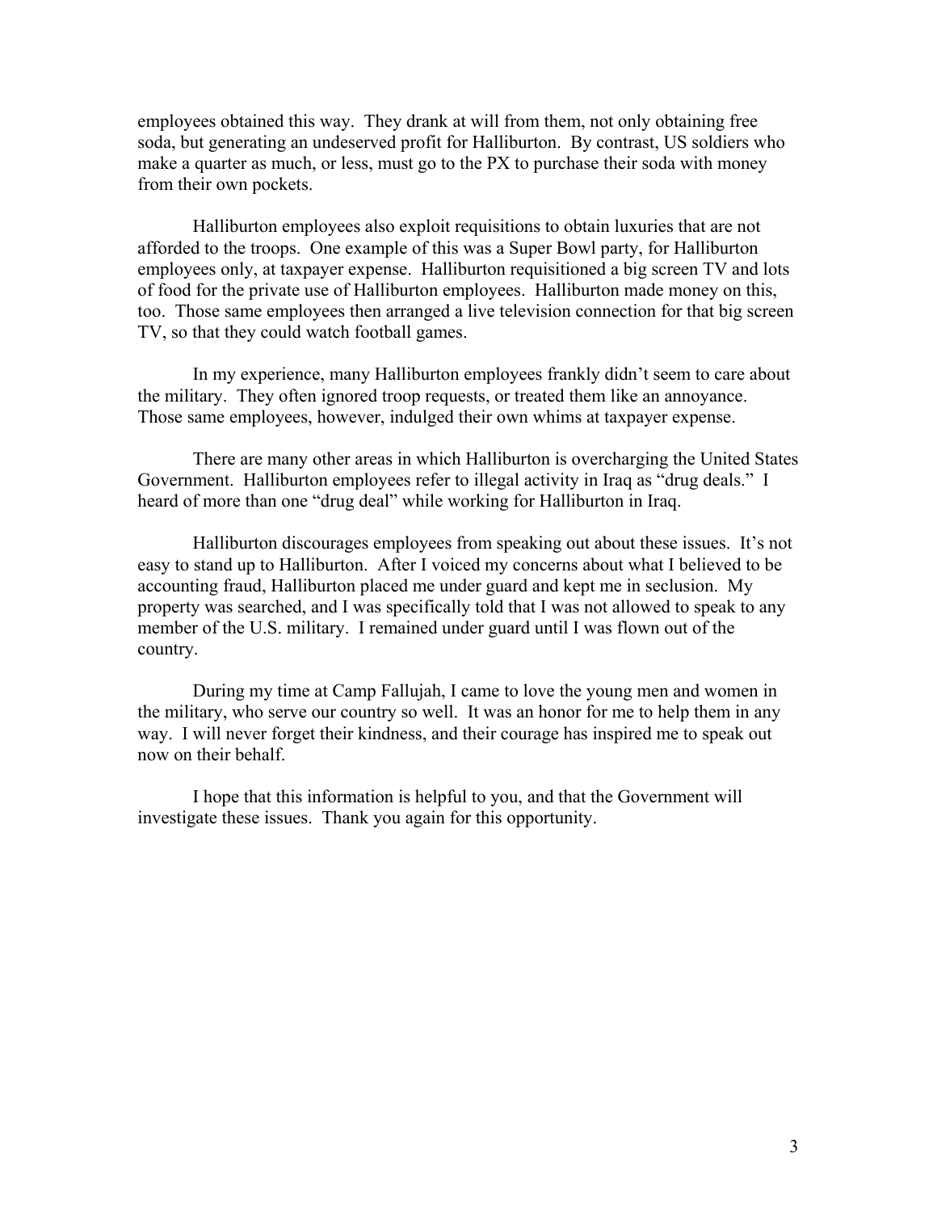employees obtained this way. They drank at will from them, not only obtaining free soda, but generating an undeserved profit for Halliburton. By contrast, US soldiers who make a quarter as much, or less, must go to the PX to purchase their soda with money from their own pockets.

Halliburton employees also exploit requisitions to obtain luxuries that are not afforded to the troops. One example of this was a Super Bowl party, for Halliburton employees only, at taxpayer expense. Halliburton requisitioned a big screen TV and lots of food for the private use of Halliburton employees. Halliburton made money on this, too. Those same employees then arranged a live television connection for that big screen TV, so that they could watch football games.

In my experience, many Halliburton employees frankly didn't seem to care about the military. They often ignored troop requests, or treated them like an annoyance. Those same employees, however, indulged their own whims at taxpayer expense.

There are many other areas in which Halliburton is overcharging the United States Government. Halliburton employees refer to illegal activity in Iraq as "drug deals." I heard of more than one "drug deal" while working for Halliburton in Iraq.

Halliburton discourages employees from speaking out about these issues. It's not easy to stand up to Halliburton. After I voiced my concerns about what I believed to be accounting fraud, Halliburton placed me under guard and kept me in seclusion. My property was searched, and I was specifically told that I was not allowed to speak to any member of the U.S. military. I remained under guard until I was flown out of the country.

During my time at Camp Fallujah, I came to love the young men and women in the military, who serve our country so well. It was an honor for me to help them in any way. I will never forget their kindness, and their courage has inspired me to speak out now on their behalf.

I hope that this information is helpful to you, and that the Government will investigate these issues. Thank you again for this opportunity.